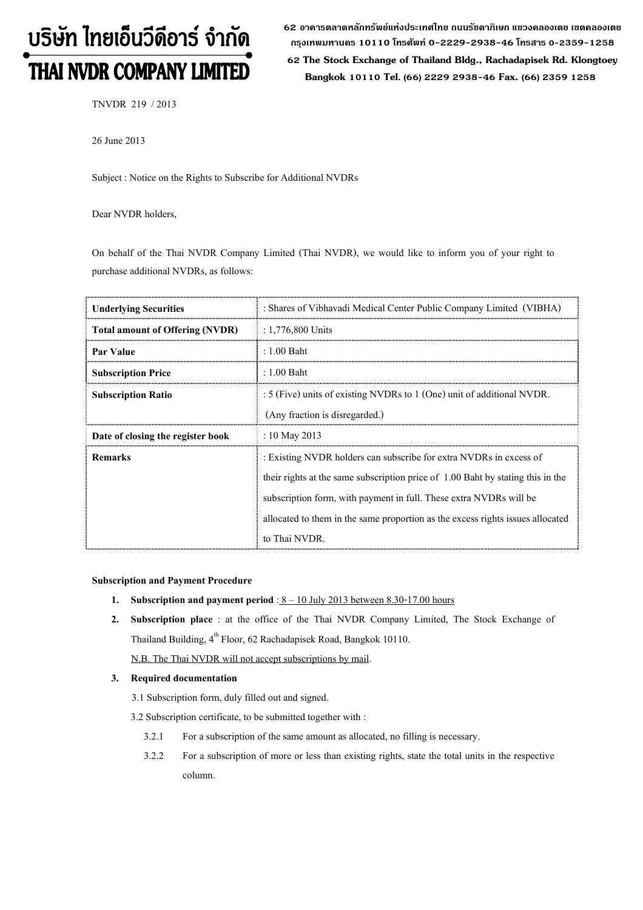# บริษัท ไทยเอ็นวีดีอาร์ จำกัด
# THAI NVDR COMPANY LIMITED

62 อาคารตลาดหลักทรัพย์แห่งประเทศไทย ถนนรัชดาภิเษก แขวงคลองเตย เขตคลองเตย กรุงเทพมหานคร 10110 โทรศัพท์ 0-2229-2938-46 โทรสาร 0-2359-1258
62 The Stock Exchange of Thailand Bldg., Rachadapisek Rd. Klongtoey Bangkok 10110 Tel. (66) 2229 2938-46 Fax. (66) 2359 1258

TNVDR 219 / 2013

26 June 2013

Subject : Notice on the Rights to Subscribe for Additional NVDRs

Dear NVDR holders,

On behalf of the Thai NVDR Company Limited (Thai NVDR), we would like to inform you of your right to purchase additional NVDRs, as follows:

| | |
|---|---|
| **Underlying Securities** | : Shares of Vibhavadi Medical Center Public Company Limited (VIBHA) |
| **Total amount of Offering (NVDR)** | : 1,776,800 Units |
| **Par Value** | : 1.00 Baht |
| **Subscription Price** | : 1.00 Baht |
| **Subscription Ratio** | : 5 (Five) units of existing NVDRs to 1 (One) unit of additional NVDR. (Any fraction is disregarded.) |
| **Date of closing the register book** | : 10 May 2013 |
| **Remarks** | : Existing NVDR holders can subscribe for extra NVDRs in excess of their rights at the same subscription price of 1.00 Baht by stating this in the subscription form, with payment in full. These extra NVDRs will be allocated to them in the same proportion as the excess rights issues allocated to Thai NVDR. |

**Subscription and Payment Procedure**

1. **Subscription and payment period** : 8 – 10 July 2013 between 8.30-17.00 hours
2. **Subscription place** : at the office of the Thai NVDR Company Limited, The Stock Exchange of Thailand Building, 4th Floor, 62 Rachadapisek Road, Bangkok 10110.
   N.B. The Thai NVDR will not accept subscriptions by mail.
3. **Required documentation**
   3.1 Subscription form, duly filled out and signed.
   3.2 Subscription certificate, to be submitted together with :
      3.2.1 For a subscription of the same amount as allocated, no filling is necessary.
      3.2.2 For a subscription of more or less than existing rights, state the total units in the respective column.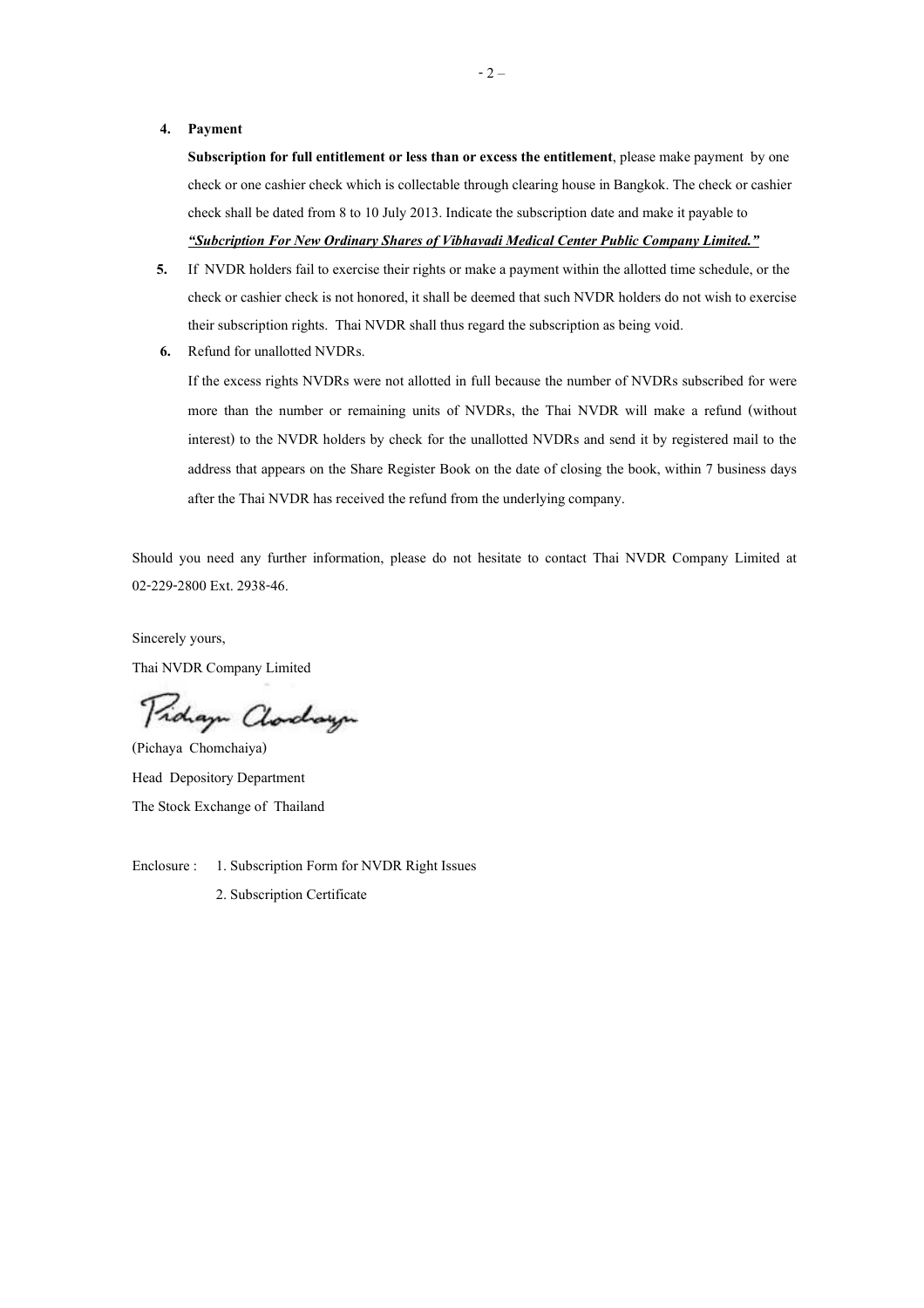4. **Payment**

   **Subscription for full entitlement or less than or excess the entitlement**, please make payment by one check or one cashier check which is collectable through clearing house in Bangkok. The check or cashier check shall be dated from 8 to 10 July 2013. Indicate the subscription date and make it payable to ***"Subcription For New Ordinary Shares of Vibhavadi Medical Center Public Company Limited."***

5. If NVDR holders fail to exercise their rights or make a payment within the allotted time schedule, or the check or cashier check is not honored, it shall be deemed that such NVDR holders do not wish to exercise their subscription rights. Thai NVDR shall thus regard the subscription as being void.

6. Refund for unallotted NVDRs.

   If the excess rights NVDRs were not allotted in full because the number of NVDRs subscribed for were more than the number or remaining units of NVDRs, the Thai NVDR will make a refund (without interest) to the NVDR holders by check for the unallotted NVDRs and send it by registered mail to the address that appears on the Share Register Book on the date of closing the book, within 7 business days after the Thai NVDR has received the refund from the underlying company.

Should you need any further information, please do not hesitate to contact Thai NVDR Company Limited at 02-229-2800 Ext. 2938-46.

Sincerely yours,

Thai NVDR Company Limited

(Pichaya Chomchaiya)

Head Depository Department

The Stock Exchange of Thailand

Enclosure : 1. Subscription Form for NVDR Right Issues

2. Subscription Certificate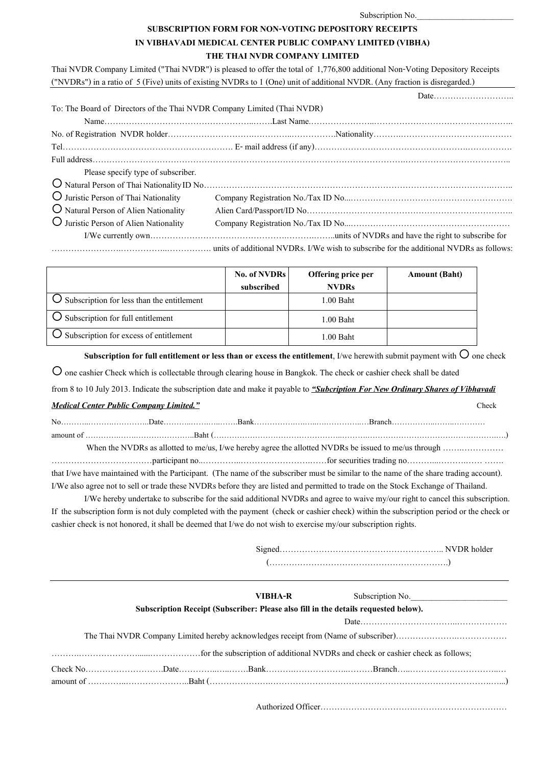Subscription No.______________________

**SUBSCRIPTION FORM FOR NON-VOTING DEPOSITORY RECEIPTS**

**IN VIBHAVADI MEDICAL CENTER PUBLIC COMPANY LIMITED (VIBHA)**

**THE THAI NVDR COMPANY LIMITED**

Thai NVDR Company Limited ("Thai NVDR") is pleased to offer the total of 1,776,800 additional Non-Voting Depository Receipts ("NVDRs") in a ratio of 5 (Five) units of existing NVDRs to 1 (One) unit of additional NVDR. (Any fraction is disregarded.)

Date………………………..

To: The Board of Directors of the Thai NVDR Company Limited (Thai NVDR)

Name……..……………………………………..…….Last Name.…………………..………………………………………..

No. of Registration NVDR holder…………………………..…………..…………….Nationality……….…………………….………

Tel……………………………………………………. E- mail address (if any)…………………………………………….……………

Full address………………………………………………………………………………………….………………………………..

Please specify type of subscriber.

○ Natural Person of Thai Nationality ID No…………………………………………………………………………………….……..

○ Juristic Person of Thai Nationality Company Registration No./Tax ID No...…………………………………………………….

○ Natural Person of Alien Nationality Alien Card/Passport/ID No………………………………………………………………..

○ Juristic Person of Alien Nationality Company Registration No./Tax ID No...…………………………………………………

I/We currently own…………………………………………..……..……..units of NVDRs and have the right to subscribe for ……………………..……………...……………. units of additional NVDRs. I/We wish to subscribe for the additional NVDRs as follows:

| | No. of NVDRs subscribed | Offering price per NVDRs | Amount (Baht) |
|---|---|---|---|
| ○ Subscription for less than the entitlement | | 1.00 Baht | |
| ○ Subscription for full entitlement | | 1.00 Baht | |
| ○ Subscription for excess of entitlement | | 1.00 Baht | |

**Subscription for full entitlement or less than or excess the entitlement**, I/we herewith submit payment with ○ one check ○ one cashier Check which is collectable through clearing house in Bangkok. The check or cashier check shall be dated from 8 to 10 July 2013. Indicate the subscription date and make it payable to ***"Subcription For New Ordinary Shares of Vibhavadi Medical Center Public Company Limited."***

Check No………..……..…………..Date………..…..…..…….Bank…………….…..…..………..….Branch……………..…….…………

amount of ………….……..………………..Baht (……………………………………….……….……………………………….………..)

When the NVDRs as allotted to me/us, I/we hereby agree the allotted NVDRs be issued to me/us through …….……………
………………………………participant no..…………..………………….……for securities trading no………..……….…… …….
that I/we have maintained with the Participant. (The name of the subscriber must be similar to the name of the share trading account). I/We also agree not to sell or trade these NVDRs before they are listed and permitted to trade on the Stock Exchange of Thailand.

I/We hereby undertake to subscribe for the said additional NVDRs and agree to waive my/our right to cancel this subscription. If the subscription form is not duly completed with the payment (check or cashier check) within the subscription period or the check or cashier check is not honored, it shall be deemed that I/we do not wish to exercise my/our subscription rights.

Signed………………………………………………….. NVDR holder

(……………………………………………………….)

---

**VIBHA-R** Subscription No.______________________

**Subscription Receipt (Subscriber: Please also fill in the details requested below).**

Date……………………………..………………

The Thai NVDR Company Limited hereby acknowledges receipt from (Name of subscriber)………………….………………

……….…………………......………………for the subscription of additional NVDRs and check or cashier check as follows;

Check No……………………….Date…………..…..…….Bank……….………………..………Branch…..…………………………..…

amount of …………..…………………..Baht (…………………..………………………………………………………………….…...)

Authorized Officer…………………………….…………………………